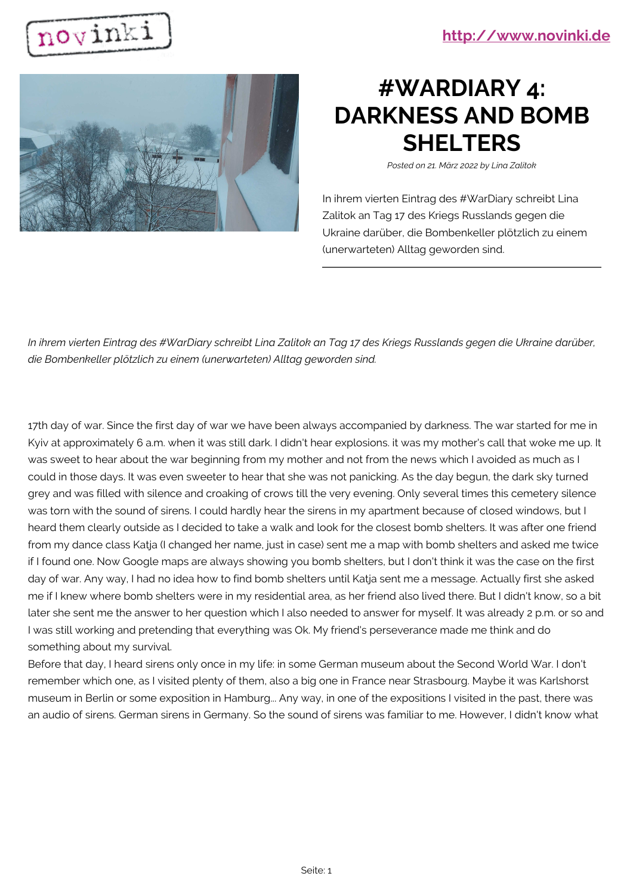# #WARDIARY 4: DARKNESS AND BOMB SHELTERS

*Posted on 21. März 2022 by Lina Zalitok*

In ihrem vierten Eintrag des #WarDiary schreibt Lina Zalitok an Tag 17 des Kriegs Russlands gegen die Ukraine darüber, die Bombenkeller plötzlich zu einem (unerwarteten) Alltag geworden sind.

*In ihrem vierten Eintrag des #WarDiary schreibt Lina Zalitok an Tag 17 des Kriegs Russlands gegen die Ukraine darüber, die Bombenkeller plötzlich zu einem (unerwarteten) Alltag geworden sind.*

17th day of war. Since the first day of war we have been always accompanied by darkness. The war started for me in Kyiv at approximately 6 a.m. when it was still dark. I didn't hear explosions. it was my mother's call that woke me up. It was sweet to hear about the war beginning from my mother and not from the news which I avoided as much as I could in those days. It was even sweeter to hear that she was not panicking. As the day begun, the dark sky turned grey and was filled with silence and croaking of crows till the very evening. Only several times this cemetery silence was torn with the sound of sirens. I could hardly hear the sirens in my apartment because of closed windows, but I heard them clearly outside as I decided to take a walk and look for the closest bomb shelters. It was after one friend from my dance class Katja (I changed her name, just in case) sent me a map with bomb shelters and asked me twice if I found one. Now Google maps are always showing you bomb shelters, but I don't think it was the case on the first day of war. Any way, I had no idea how to find bomb shelters until Katja sent me a message. Actually first she asked me if I knew where bomb shelters were in my residential area, as her friend also lived there. But I didn't know, so a bit later she sent me the answer to her question which I also needed to answer for myself. It was already 2 p.m. or so and I was still working and pretending that everything was Ok. My friend's perseverance made me think and do something about my survival.

Before that day, I heard sirens only once in my life: in some German museum about the Second World War. I don't remember which one, as I visited plenty of them, also a big one in France near Strasbourg. Maybe it was Karlshorst museum in Berlin or some exposition in Hamburg... Any way, in one of the expositions I visited in the past, there was an audio of sirens. German sirens in Germany. So the sound of sirens was familiar to me. However, I didn't know what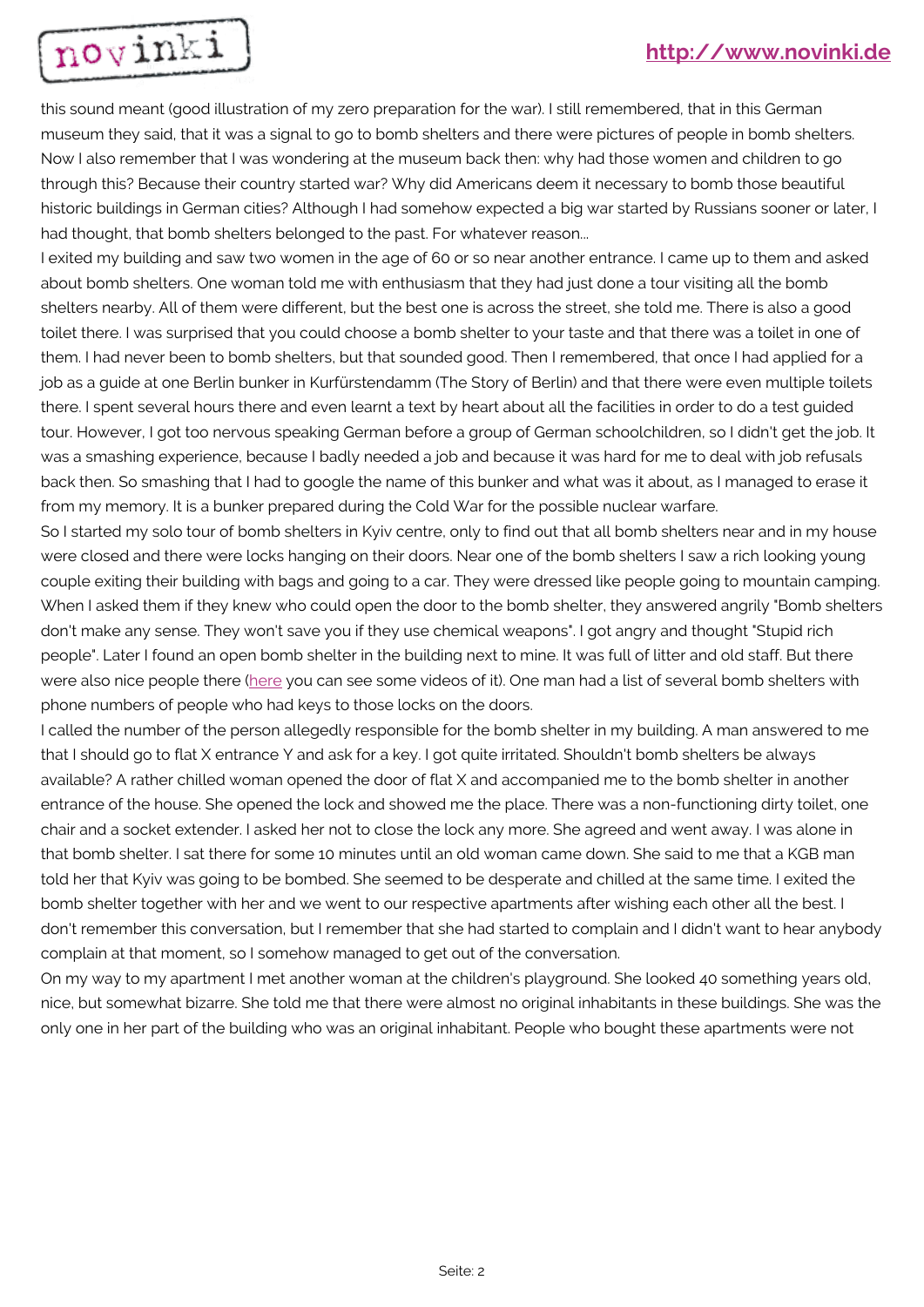this sound meant (good illustration of my zero preparation for the war). I still remembered, that in this German museum they said, that it was a signal to go to bomb shelters and there were pictures of people in bomb shelters. Now I also remember that I was wondering at the museum back then: why had those women and children to go through this? Because their country started war? Why did Americans deem it necessary to bomb those beautiful historic buildings in German cities? Although I had somehow expected a big war started by Russians sooner or later, I had thought, that bomb shelters belonged to the past. For whatever reason...

I exited my building and saw two women in the age of 60 or so near another entrance. I came up to them and asked about bomb shelters. One woman told me with enthusiasm that they had just done a tour visiting all the bomb shelters nearby. All of them were different, but the best one is across the street, she told me. There is also a good toilet there. I was surprised that you could choose a bomb shelter to your taste and that there was a toilet in one of them. I had never been to bomb shelters, but that sounded good. Then I remembered, that once I had applied for a job as a guide at one Berlin bunker in Kurfürstendamm (The Story of Berlin) and that there were even multiple toilets there. I spent several hours there and even learnt a text by heart about all the facilities in order to do a test guided tour. However, I got too nervous speaking German before a group of German schoolchildren, so I didn't get the job. It was a smashing experience, because I badly needed a job and because it was hard for me to deal with job refusals back then. So smashing that I had to google the name of this bunker and what was it about, as I managed to erase it from my memory. It is a bunker prepared during the Cold War for the possible nuclear warfare.

So I started my solo tour of bomb shelters in Kyiv centre, only to find out that all bomb shelters near and in my house were closed and there were locks hanging on their doors. Near one of the bomb shelters I saw a rich looking young couple exiting their building with bags and going to a car. They were dressed like people going to mountain camping. When I asked them if they knew who could open the door to the bomb shelter, they answered angrily "Bomb shelters don't make any sense. They won't save you if they use chemical weapons". I got angry and thought "Stupid rich people". Later I found an open bomb shelter in the building next to mine. It was full of litter and old staff. But there were also nice people there (here you can see some videos of it). One man had a list of several bomb shelters with phone numbers of people who had keys to those locks on the doors.

I called the number of the person allegedly responsible for the bomb shelter in my building. A man answered to me that I should go to flat X entrance Y and ask for a key. I got quite irritated. Shouldn't bomb shelters be always available? A rather chilled woman opened the door of flat X and accompanied me to the bomb shelter in another entrance of the house. She opened the lock and showed me the place. There was a non-functioning dirty toilet, one chair and a socket extender. I asked her not to close the lock any more. She agreed and went away. I was alone in that bomb shelter. I sat there for some 10 minutes until an old woman came down. She said to me that a KGB man told her that Kyiv was going to be bombed. She seemed to be desperate and chilled at the same time. I exited the bomb shelter together with her and we went to our respective apartments after wishing each other all the best. I don't remember this conversation, but I remember that she had started to complain and I didn't want to hear anybody complain at that moment, so I somehow managed to get out of the conversation.

On my way to my apartment I met another woman at the children's playground. She looked 40 something years old, nice, but somewhat bizarre. She told me that there were almost no original inhabitants in these buildings. She was the only one in her part of the building who was an original inhabitant. People who bought these apartments were not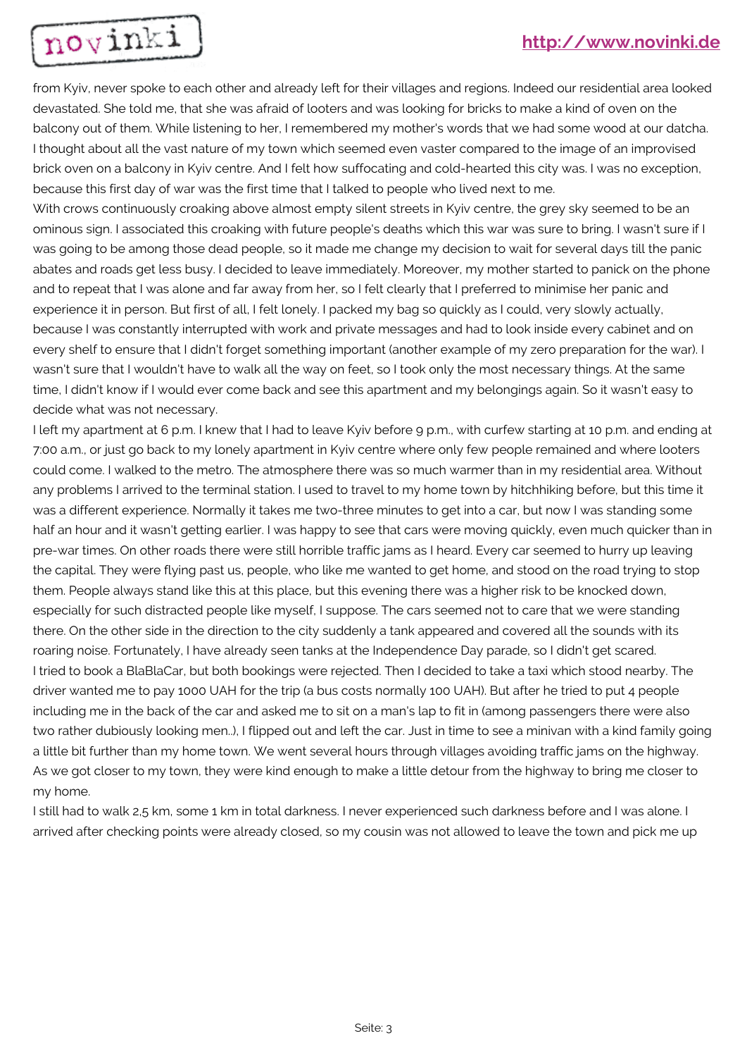from Kyiv, never spoke to each other and already left for their villages and regions. Indeed our residential area looked devastated. She told me, that she was afraid of looters and was looking for bricks to make a kind of oven on the balcony out of them. While listening to her, I remembered my mother's words that we had some wood at our datcha. I thought about all the vast nature of my town which seemed even vaster compared to the image of an improvised brick oven on a balcony in Kyiv centre. And I felt how suffocating and cold-hearted this city was. I was no exception, because this first day of war was the first time that I talked to people who lived next to me.

With crows continuously croaking above almost empty silent streets in Kyiv centre, the grey sky seemed to be an ominous sign. I associated this croaking with future people's deaths which this war was sure to bring. I wasn't sure if I was going to be among those dead people, so it made me change my decision to wait for several days till the panic abates and roads get less busy. I decided to leave immediately. Moreover, my mother started to panick on the phone and to repeat that I was alone and far away from her, so I felt clearly that I preferred to minimise her panic and experience it in person. But first of all, I felt lonely. I packed my bag so quickly as I could, very slowly actually, because I was constantly interrupted with work and private messages and had to look inside every cabinet and on every shelf to ensure that I didn't forget something important (another example of my zero preparation for the war). I wasn't sure that I wouldn't have to walk all the way on feet, so I took only the most necessary things. At the same time, I didn't know if I would ever come back and see this apartment and my belongings again. So it wasn't easy to decide what was not necessary.

I left my apartment at 6 p.m. I knew that I had to leave Kyiv before 9 p.m., with curfew starting at 10 p.m. and ending at 7:00 a.m., or just go back to my lonely apartment in Kyiv centre where only few people remained and where looters could come. I walked to the metro. The atmosphere there was so much warmer than in my residential area. Without any problems I arrived to the terminal station. I used to travel to my home town by hitchhiking before, but this time it was a different experience. Normally it takes me two-three minutes to get into a car, but now I was standing some half an hour and it wasn't getting earlier. I was happy to see that cars were moving quickly, even much quicker than in pre-war times. On other roads there were still horrible traffic jams as I heard. Every car seemed to hurry up leaving the capital. They were flying past us, people, who like me wanted to get home, and stood on the road trying to stop them. People always stand like this at this place, but this evening there was a higher risk to be knocked down, especially for such distracted people like myself, I suppose. The cars seemed not to care that we were standing there. On the other side in the direction to the city suddenly a tank appeared and covered all the sounds with its roaring noise. Fortunately, I have already seen tanks at the Independence Day parade, so I didn't get scared.

I tried to book a BlaBlaCar, but both bookings were rejected. Then I decided to take a taxi which stood nearby. The driver wanted me to pay 1000 UAH for the trip (a bus costs normally 100 UAH). But after he tried to put 4 people including me in the back of the car and asked me to sit on a man's lap to fit in (among passengers there were also two rather dubiously looking men..), I flipped out and left the car. Just in time to see a minivan with a kind family going a little bit further than my home town. We went several hours through villages avoiding traffic jams on the highway. As we got closer to my town, they were kind enough to make a little detour from the highway to bring me closer to my home.

I still had to walk 2,5 km, some 1 km in total darkness. I never experienced such darkness before and I was alone. I arrived after checking points were already closed, so my cousin was not allowed to leave the town and pick me up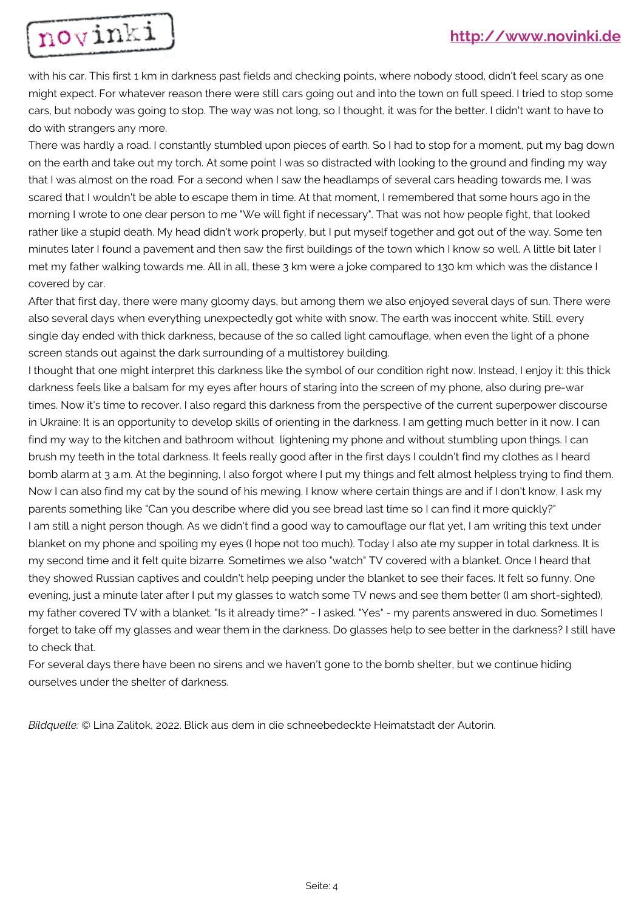with his car. This first 1 km in darkness past fields and checking points, where nobody stood, didn't feel scary as one might expect. For whatever reason there were still cars going out and into the town on full speed. I tried to stop some cars, but nobody was going to stop. The way was not long, so I thought, it was for the better. I didn't want to have to do with strangers any more.

There was hardly a road. I constantly stumbled upon pieces of earth. So I had to stop for a moment, put my bag down on the earth and take out my torch. At some point I was so distracted with looking to the ground and finding my way that I was almost on the road. For a second when I saw the headlamps of several cars heading towards me, I was scared that I wouldn't be able to escape them in time. At that moment, I remembered that some hours ago in the morning I wrote to one dear person to me "We will fight if necessary". That was not how people fight, that looked rather like a stupid death. My head didn't work properly, but I put myself together and got out of the way. Some ten minutes later I found a pavement and then saw the first buildings of the town which I know so well. A little bit later I met my father walking towards me. All in all, these 3 km were a joke compared to 130 km which was the distance I covered by car.

After that first day, there were many gloomy days, but among them we also enjoyed several days of sun. There were also several days when everything unexpectedly got white with snow. The earth was inoccent white. Still, every single day ended with thick darkness, because of the so called light camouflage, when even the light of a phone screen stands out against the dark surrounding of a multistorey building.

I thought that one might interpret this darkness like the symbol of our condition right now. Instead, I enjoy it: this thick darkness feels like a balsam for my eyes after hours of staring into the screen of my phone, also during pre-war times. Now it's time to recover. I also regard this darkness from the perspective of the current superpower discourse in Ukraine: It is an opportunity to develop skills of orienting in the darkness. I am getting much better in it now. I can find my way to the kitchen and bathroom without  lightening my phone and without stumbling upon things. I can brush my teeth in the total darkness. It feels really good after in the first days I couldn't find my clothes as I heard bomb alarm at 3 a.m. At the beginning, I also forgot where I put my things and felt almost helpless trying to find them. Now I can also find my cat by the sound of his mewing. I know where certain things are and if I don't know, I ask my parents something like "Can you describe where did you see bread last time so I can find it more quickly?"

I am still a night person though. As we didn't find a good way to camouflage our flat yet, I am writing this text under blanket on my phone and spoiling my eyes (I hope not too much). Today I also ate my supper in total darkness. It is my second time and it felt quite bizarre. Sometimes we also "watch" TV covered with a blanket. Once I heard that they showed Russian captives and couldn't help peeping under the blanket to see their faces. It felt so funny. One evening, just a minute later after I put my glasses to watch some TV news and see them better (I am short-sighted), my father covered TV with a blanket. "Is it already time?" - I asked. "Yes" - my parents answered in duo. Sometimes I forget to take off my glasses and wear them in the darkness. Do glasses help to see better in the darkness? I still have to check that.

For several days there have been no sirens and we haven't gone to the bomb shelter, but we continue hiding ourselves under the shelter of darkness.

*Bildquelle:* © Lina Zalitok, 2022. Blick aus dem in die schneebedeckte Heimatstadt der Autorin.